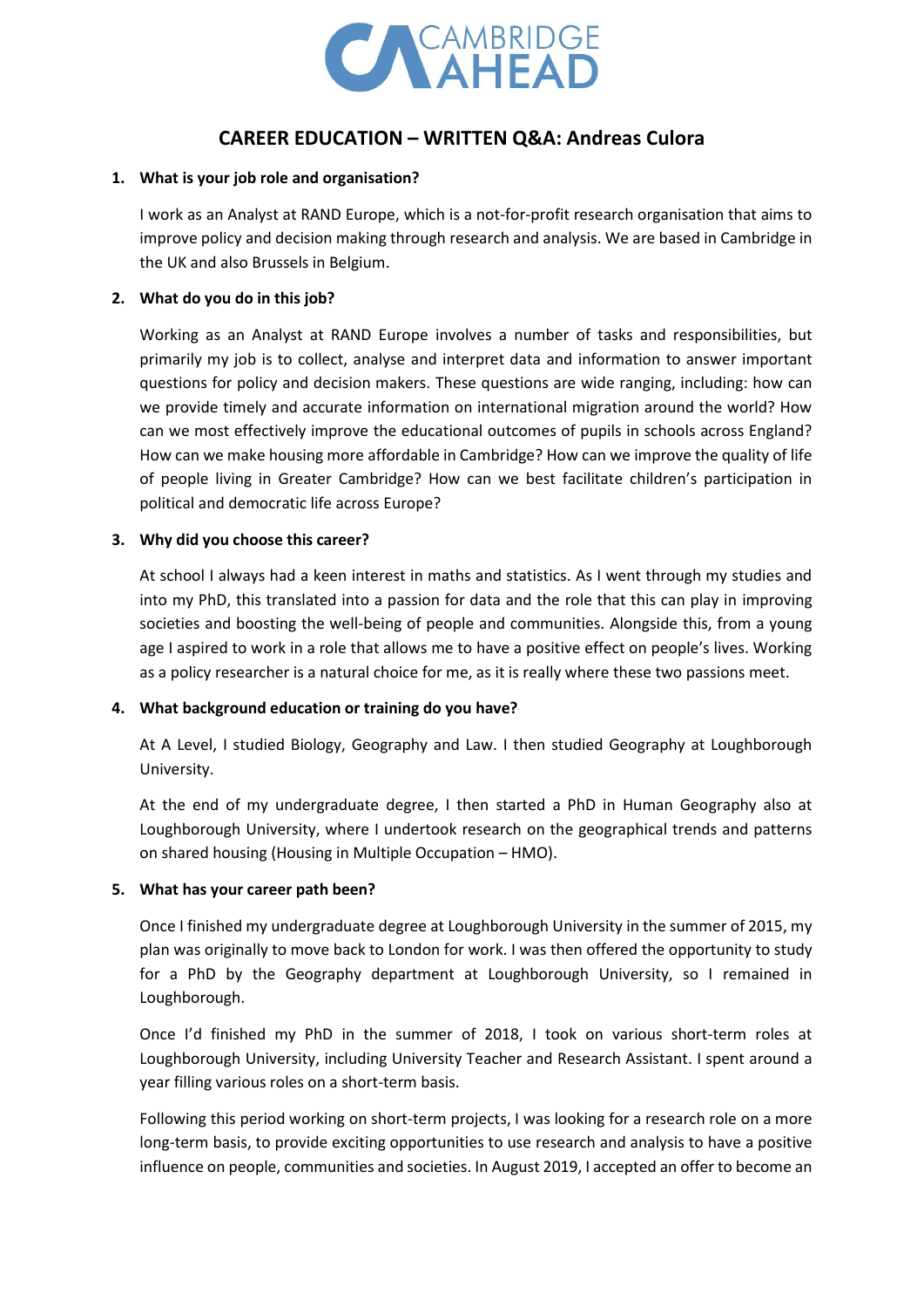# CAREER EDUCATION – WRITTEN Q&A: Andreas Culora

**1. What is your job role and organisation?**

I work as an Analyst at RAND Europe, which is a not-for-profit research organisation that aims to improve policy and decision making through research and analysis. We are based in Cambridge in the UK and also Brussels in Belgium.

**2. What do you do in this job?**

Working as an Analyst at RAND Europe involves a number of tasks and responsibilities, but primarily my job is to collect, analyse and interpret data and information to answer important questions for policy and decision makers. These questions are wide ranging, including: how can we provide timely and accurate information on international migration around the world? How can we most effectively improve the educational outcomes of pupils in schools across England? How can we make housing more affordable in Cambridge? How can we improve the quality of life of people living in Greater Cambridge? How can we best facilitate children's participation in political and democratic life across Europe?

**3. Why did you choose this career?**

At school I always had a keen interest in maths and statistics. As I went through my studies and into my PhD, this translated into a passion for data and the role that this can play in improving societies and boosting the well-being of people and communities. Alongside this, from a young age I aspired to work in a role that allows me to have a positive effect on people's lives. Working as a policy researcher is a natural choice for me, as it is really where these two passions meet.

**4. What background education or training do you have?**

At A Level, I studied Biology, Geography and Law. I then studied Geography at Loughborough University.

At the end of my undergraduate degree, I then started a PhD in Human Geography also at Loughborough University, where I undertook research on the geographical trends and patterns on shared housing (Housing in Multiple Occupation – HMO).

**5. What has your career path been?**

Once I finished my undergraduate degree at Loughborough University in the summer of 2015, my plan was originally to move back to London for work. I was then offered the opportunity to study for a PhD by the Geography department at Loughborough University, so I remained in Loughborough.

Once I'd finished my PhD in the summer of 2018, I took on various short-term roles at Loughborough University, including University Teacher and Research Assistant. I spent around a year filling various roles on a short-term basis.

Following this period working on short-term projects, I was looking for a research role on a more long-term basis, to provide exciting opportunities to use research and analysis to have a positive influence on people, communities and societies. In August 2019, I accepted an offer to become an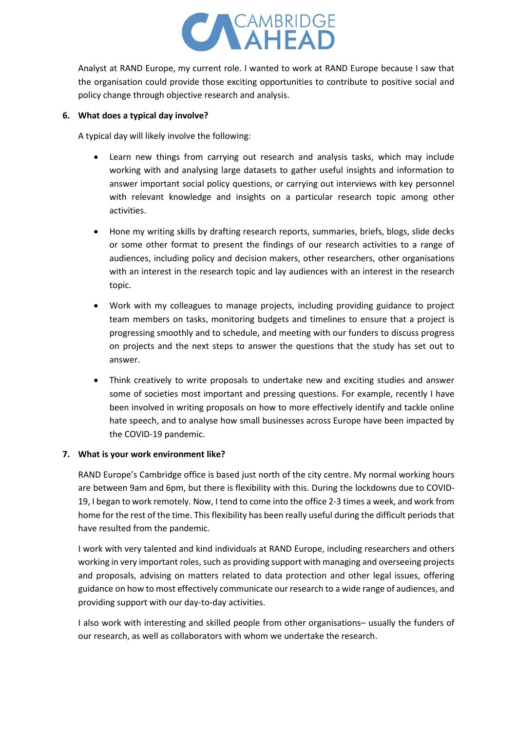Analyst at RAND Europe, my current role. I wanted to work at RAND Europe because I saw that the organisation could provide those exciting opportunities to contribute to positive social and policy change through objective research and analysis.

**6. What does a typical day involve?**

A typical day will likely involve the following:

- Learn new things from carrying out research and analysis tasks, which may include working with and analysing large datasets to gather useful insights and information to answer important social policy questions, or carrying out interviews with key personnel with relevant knowledge and insights on a particular research topic among other activities.
- Hone my writing skills by drafting research reports, summaries, briefs, blogs, slide decks or some other format to present the findings of our research activities to a range of audiences, including policy and decision makers, other researchers, other organisations with an interest in the research topic and lay audiences with an interest in the research topic.
- Work with my colleagues to manage projects, including providing guidance to project team members on tasks, monitoring budgets and timelines to ensure that a project is progressing smoothly and to schedule, and meeting with our funders to discuss progress on projects and the next steps to answer the questions that the study has set out to answer.
- Think creatively to write proposals to undertake new and exciting studies and answer some of societies most important and pressing questions. For example, recently I have been involved in writing proposals on how to more effectively identify and tackle online hate speech, and to analyse how small businesses across Europe have been impacted by the COVID-19 pandemic.

**7. What is your work environment like?**

RAND Europe's Cambridge office is based just north of the city centre. My normal working hours are between 9am and 6pm, but there is flexibility with this. During the lockdowns due to COVID-19, I began to work remotely. Now, I tend to come into the office 2-3 times a week, and work from home for the rest of the time. This flexibility has been really useful during the difficult periods that have resulted from the pandemic.

I work with very talented and kind individuals at RAND Europe, including researchers and others working in very important roles, such as providing support with managing and overseeing projects and proposals, advising on matters related to data protection and other legal issues, offering guidance on how to most effectively communicate our research to a wide range of audiences, and providing support with our day-to-day activities.

I also work with interesting and skilled people from other organisations– usually the funders of our research, as well as collaborators with whom we undertake the research.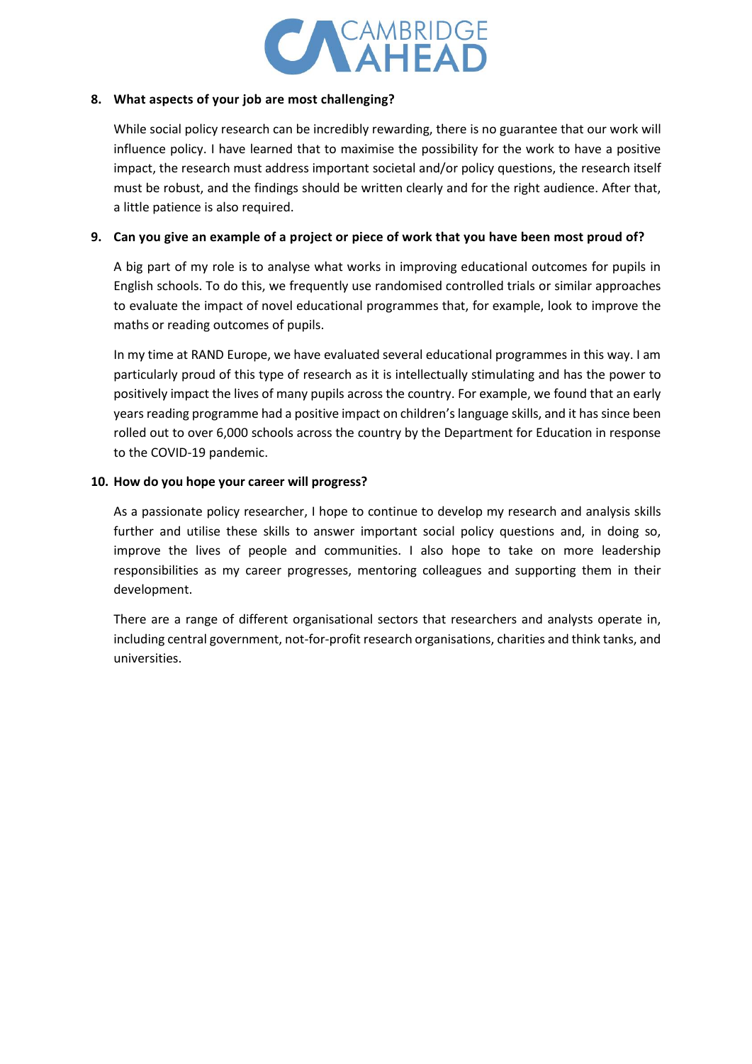**8. What aspects of your job are most challenging?**

While social policy research can be incredibly rewarding, there is no guarantee that our work will influence policy. I have learned that to maximise the possibility for the work to have a positive impact, the research must address important societal and/or policy questions, the research itself must be robust, and the findings should be written clearly and for the right audience. After that, a little patience is also required.

**9. Can you give an example of a project or piece of work that you have been most proud of?**

A big part of my role is to analyse what works in improving educational outcomes for pupils in English schools. To do this, we frequently use randomised controlled trials or similar approaches to evaluate the impact of novel educational programmes that, for example, look to improve the maths or reading outcomes of pupils.

In my time at RAND Europe, we have evaluated several educational programmes in this way. I am particularly proud of this type of research as it is intellectually stimulating and has the power to positively impact the lives of many pupils across the country. For example, we found that an early years reading programme had a positive impact on children's language skills, and it has since been rolled out to over 6,000 schools across the country by the Department for Education in response to the COVID-19 pandemic.

**10. How do you hope your career will progress?**

As a passionate policy researcher, I hope to continue to develop my research and analysis skills further and utilise these skills to answer important social policy questions and, in doing so, improve the lives of people and communities. I also hope to take on more leadership responsibilities as my career progresses, mentoring colleagues and supporting them in their development.

There are a range of different organisational sectors that researchers and analysts operate in, including central government, not-for-profit research organisations, charities and think tanks, and universities.